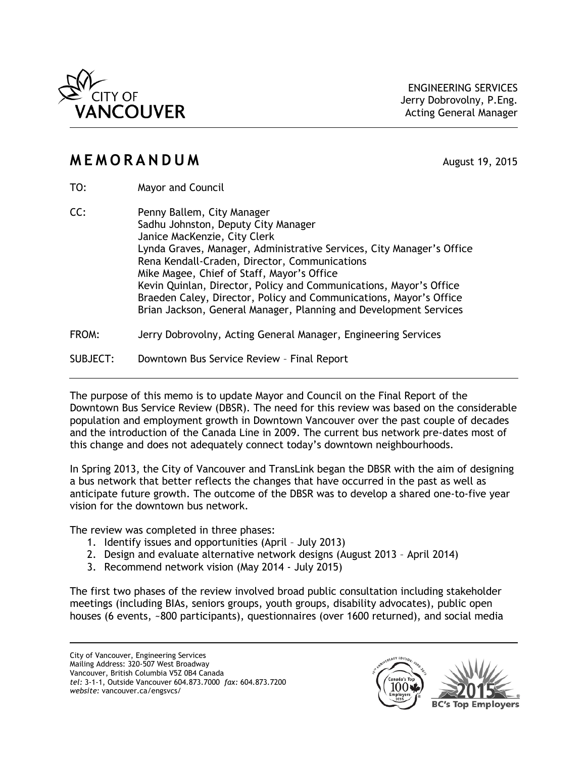CITY OF VANCOUVER

ENGINEERING SERVICES
Jerry Dobrovolny, P.Eng.
Acting General Manager

# MEMORANDUM

August 19, 2015

TO: Mayor and Council

CC: Penny Ballem, City Manager
Sadhu Johnston, Deputy City Manager
Janice MacKenzie, City Clerk
Lynda Graves, Manager, Administrative Services, City Manager's Office
Rena Kendall-Craden, Director, Communications
Mike Magee, Chief of Staff, Mayor's Office
Kevin Quinlan, Director, Policy and Communications, Mayor's Office
Braeden Caley, Director, Policy and Communications, Mayor's Office
Brian Jackson, General Manager, Planning and Development Services

FROM: Jerry Dobrovolny, Acting General Manager, Engineering Services

SUBJECT: Downtown Bus Service Review – Final Report

---

The purpose of this memo is to update Mayor and Council on the Final Report of the Downtown Bus Service Review (DBSR). The need for this review was based on the considerable population and employment growth in Downtown Vancouver over the past couple of decades and the introduction of the Canada Line in 2009. The current bus network pre-dates most of this change and does not adequately connect today's downtown neighbourhoods.

In Spring 2013, the City of Vancouver and TransLink began the DBSR with the aim of designing a bus network that better reflects the changes that have occurred in the past as well as anticipate future growth. The outcome of the DBSR was to develop a shared one-to-five year vision for the downtown bus network.

The review was completed in three phases:

1. Identify issues and opportunities (April – July 2013)
2. Design and evaluate alternative network designs (August 2013 – April 2014)
3. Recommend network vision (May 2014 - July 2015)

The first two phases of the review involved broad public consultation including stakeholder meetings (including BIAs, seniors groups, youth groups, disability advocates), public open houses (6 events, ~800 participants), questionnaires (over 1600 returned), and social media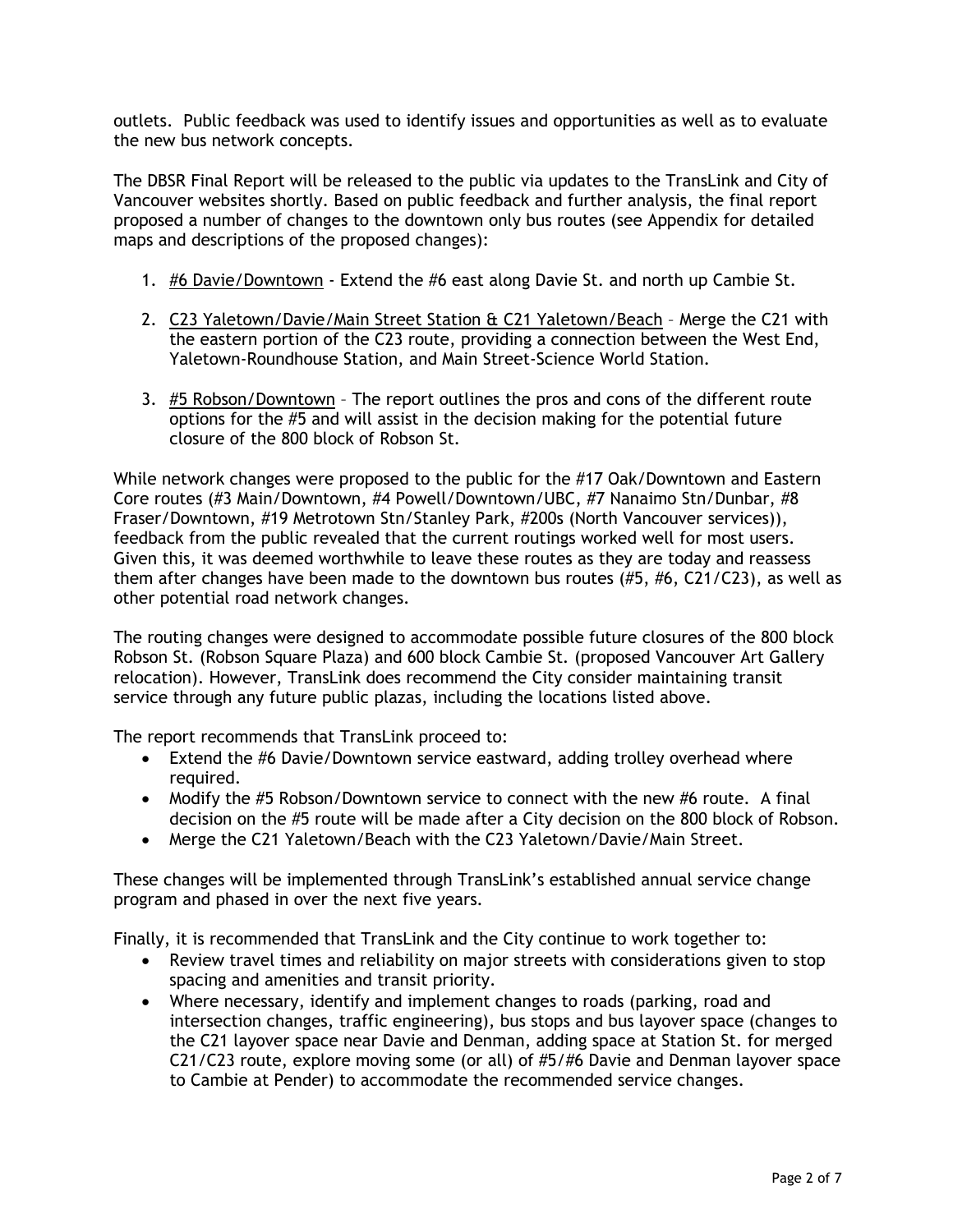outlets. Public feedback was used to identify issues and opportunities as well as to evaluate the new bus network concepts.

The DBSR Final Report will be released to the public via updates to the TransLink and City of Vancouver websites shortly. Based on public feedback and further analysis, the final report proposed a number of changes to the downtown only bus routes (see Appendix for detailed maps and descriptions of the proposed changes):

1. <u>#6 Davie/Downtown</u> - Extend the #6 east along Davie St. and north up Cambie St.

2. <u>C23 Yaletown/Davie/Main Street Station & C21 Yaletown/Beach</u> – Merge the C21 with the eastern portion of the C23 route, providing a connection between the West End, Yaletown-Roundhouse Station, and Main Street-Science World Station.

3. <u>#5 Robson/Downtown</u> – The report outlines the pros and cons of the different route options for the #5 and will assist in the decision making for the potential future closure of the 800 block of Robson St.

While network changes were proposed to the public for the #17 Oak/Downtown and Eastern Core routes (#3 Main/Downtown, #4 Powell/Downtown/UBC, #7 Nanaimo Stn/Dunbar, #8 Fraser/Downtown, #19 Metrotown Stn/Stanley Park, #200s (North Vancouver services)), feedback from the public revealed that the current routings worked well for most users. Given this, it was deemed worthwhile to leave these routes as they are today and reassess them after changes have been made to the downtown bus routes (#5, #6, C21/C23), as well as other potential road network changes.

The routing changes were designed to accommodate possible future closures of the 800 block Robson St. (Robson Square Plaza) and 600 block Cambie St. (proposed Vancouver Art Gallery relocation). However, TransLink does recommend the City consider maintaining transit service through any future public plazas, including the locations listed above.

The report recommends that TransLink proceed to:

- Extend the #6 Davie/Downtown service eastward, adding trolley overhead where required.
- Modify the #5 Robson/Downtown service to connect with the new #6 route. A final decision on the #5 route will be made after a City decision on the 800 block of Robson.
- Merge the C21 Yaletown/Beach with the C23 Yaletown/Davie/Main Street.

These changes will be implemented through TransLink's established annual service change program and phased in over the next five years.

Finally, it is recommended that TransLink and the City continue to work together to:

- Review travel times and reliability on major streets with considerations given to stop spacing and amenities and transit priority.
- Where necessary, identify and implement changes to roads (parking, road and intersection changes, traffic engineering), bus stops and bus layover space (changes to the C21 layover space near Davie and Denman, adding space at Station St. for merged C21/C23 route, explore moving some (or all) of #5/#6 Davie and Denman layover space to Cambie at Pender) to accommodate the recommended service changes.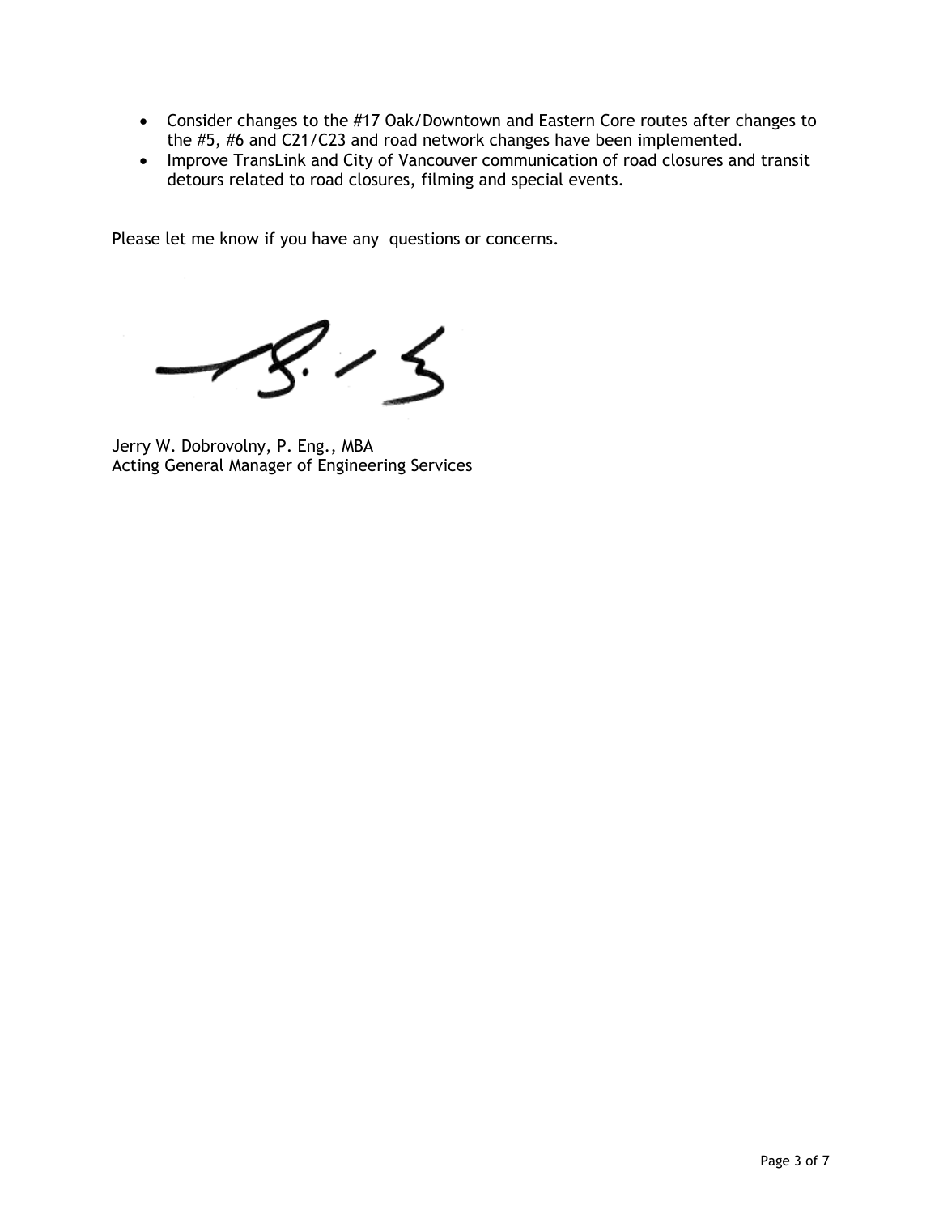- Consider changes to the #17 Oak/Downtown and Eastern Core routes after changes to the #5, #6 and C21/C23 and road network changes have been implemented.
- Improve TransLink and City of Vancouver communication of road closures and transit detours related to road closures, filming and special events.

Please let me know if you have any questions or concerns.

Jerry W. Dobrovolny, P. Eng., MBA
Acting General Manager of Engineering Services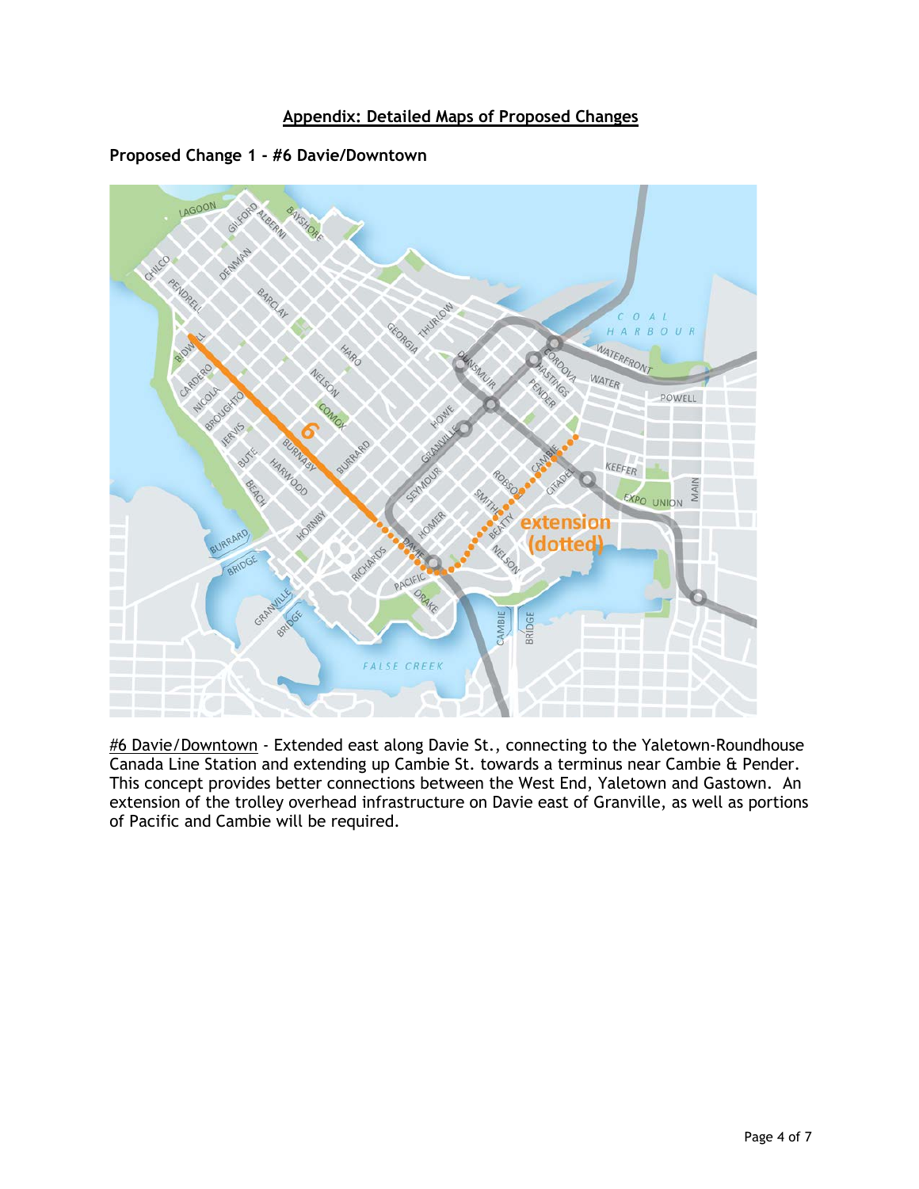## Appendix: Detailed Maps of Proposed Changes

**Proposed Change 1 - #6 Davie/Downtown**

#6 Davie/Downtown - Extended east along Davie St., connecting to the Yaletown-Roundhouse Canada Line Station and extending up Cambie St. towards a terminus near Cambie & Pender. This concept provides better connections between the West End, Yaletown and Gastown. An extension of the trolley overhead infrastructure on Davie east of Granville, as well as portions of Pacific and Cambie will be required.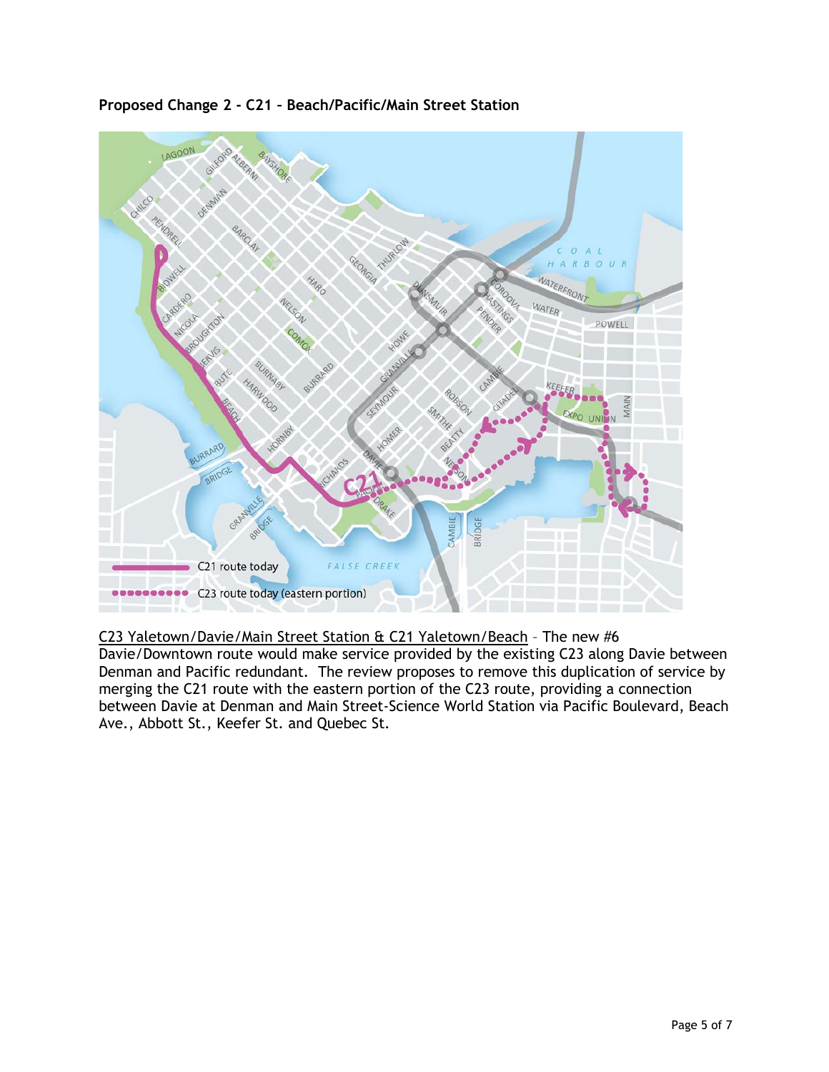**Proposed Change 2 - C21 – Beach/Pacific/Main Street Station**

C21 route today

C23 route today (eastern portion)

C23 Yaletown/Davie/Main Street Station & C21 Yaletown/Beach – The new #6 Davie/Downtown route would make service provided by the existing C23 along Davie between Denman and Pacific redundant. The review proposes to remove this duplication of service by merging the C21 route with the eastern portion of the C23 route, providing a connection between Davie at Denman and Main Street-Science World Station via Pacific Boulevard, Beach Ave., Abbott St., Keefer St. and Quebec St.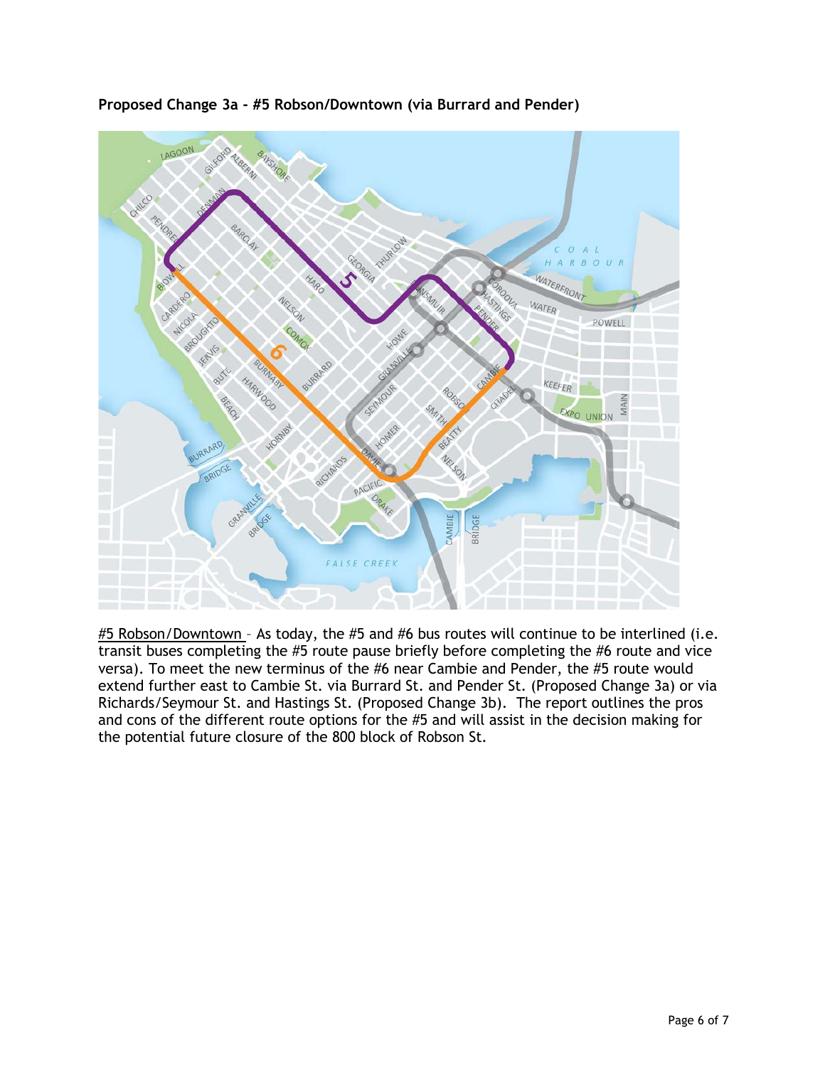**Proposed Change 3a - #5 Robson/Downtown (via Burrard and Pender)**

#5 Robson/Downtown – As today, the #5 and #6 bus routes will continue to be interlined (i.e. transit buses completing the #5 route pause briefly before completing the #6 route and vice versa). To meet the new terminus of the #6 near Cambie and Pender, the #5 route would extend further east to Cambie St. via Burrard St. and Pender St. (Proposed Change 3a) or via Richards/Seymour St. and Hastings St. (Proposed Change 3b). The report outlines the pros and cons of the different route options for the #5 and will assist in the decision making for the potential future closure of the 800 block of Robson St.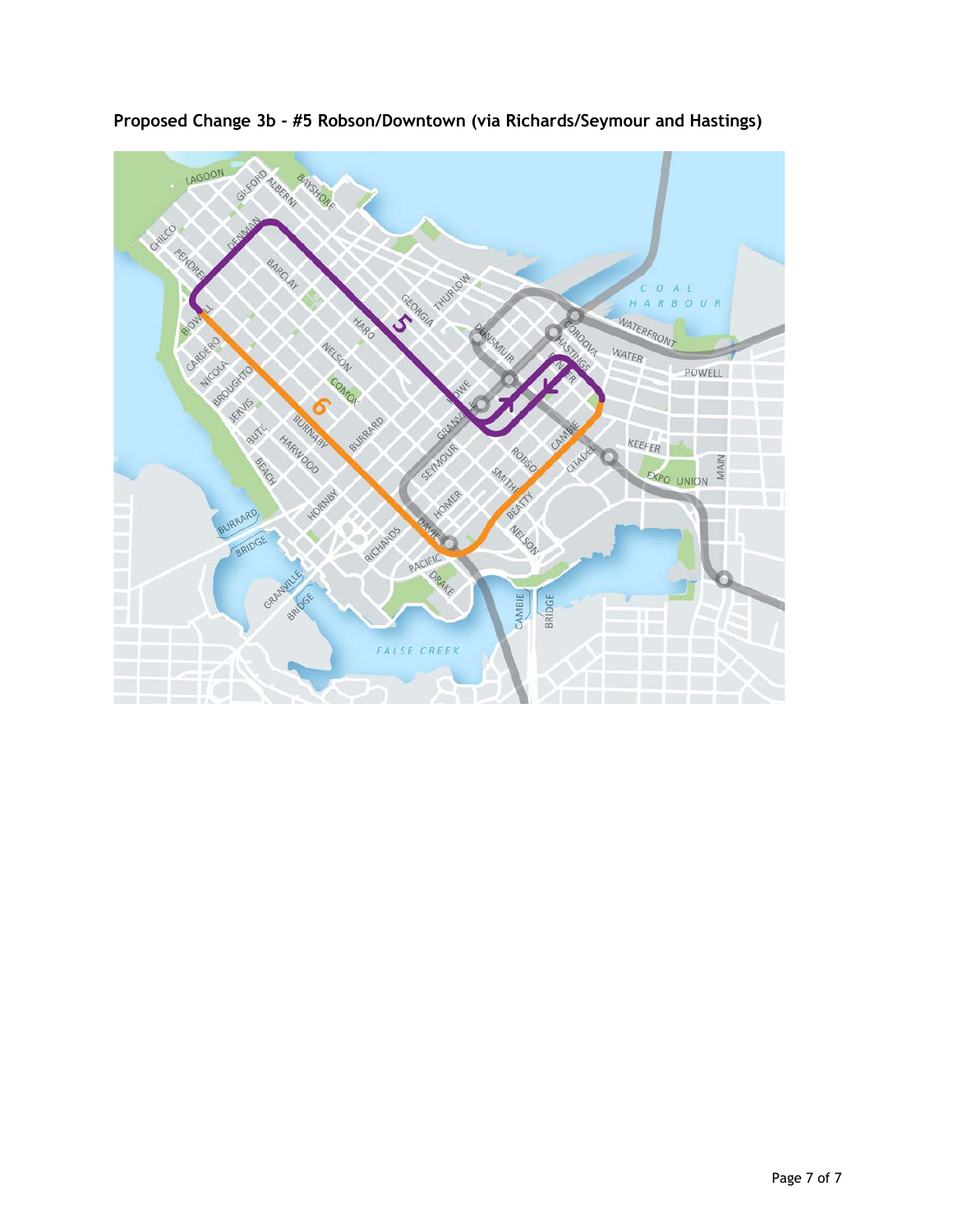**Proposed Change 3b - #5 Robson/Downtown (via Richards/Seymour and Hastings)**